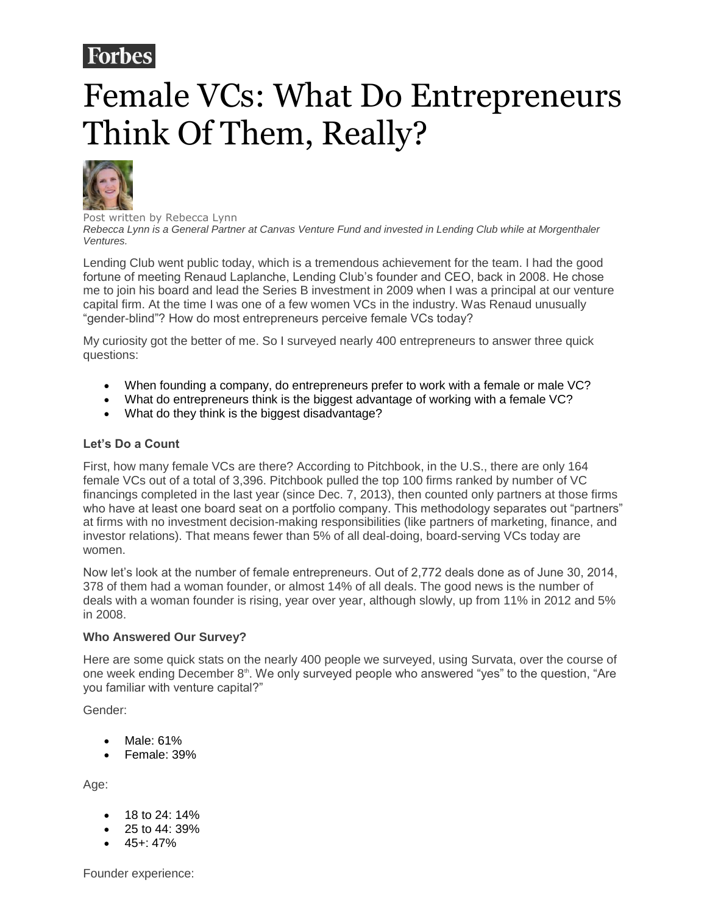Forbes

# Female VCs: What Do Entrepreneurs Think Of Them, Really?

Post written by Rebecca Lynn

*Rebecca Lynn is a General Partner at Canvas Venture Fund and invested in Lending Club while at Morgenthaler Ventures.*

Lending Club went public today, which is a tremendous achievement for the team. I had the good fortune of meeting Renaud Laplanche, Lending Club's founder and CEO, back in 2008. He chose me to join his board and lead the Series B investment in 2009 when I was a principal at our venture capital firm. At the time I was one of a few women VCs in the industry. Was Renaud unusually "gender-blind"? How do most entrepreneurs perceive female VCs today?

My curiosity got the better of me. So I surveyed nearly 400 entrepreneurs to answer three quick questions:

- When founding a company, do entrepreneurs prefer to work with a female or male VC?
- What do entrepreneurs think is the biggest advantage of working with a female VC?
- What do they think is the biggest disadvantage?

**Let's Do a Count**

First, how many female VCs are there? According to Pitchbook, in the U.S., there are only 164 female VCs out of a total of 3,396. Pitchbook pulled the top 100 firms ranked by number of VC financings completed in the last year (since Dec. 7, 2013), then counted only partners at those firms who have at least one board seat on a portfolio company. This methodology separates out "partners" at firms with no investment decision-making responsibilities (like partners of marketing, finance, and investor relations). That means fewer than 5% of all deal-doing, board-serving VCs today are women.

Now let's look at the number of female entrepreneurs. Out of 2,772 deals done as of June 30, 2014, 378 of them had a woman founder, or almost 14% of all deals. The good news is the number of deals with a woman founder is rising, year over year, although slowly, up from 11% in 2012 and 5% in 2008.

**Who Answered Our Survey?**

Here are some quick stats on the nearly 400 people we surveyed, using Survata, over the course of one week ending December 8th. We only surveyed people who answered "yes" to the question, "Are you familiar with venture capital?"

Gender:

- Male: 61%
- Female: 39%

Age:

- 18 to 24: 14%
- 25 to 44: 39%
- 45+: 47%

Founder experience: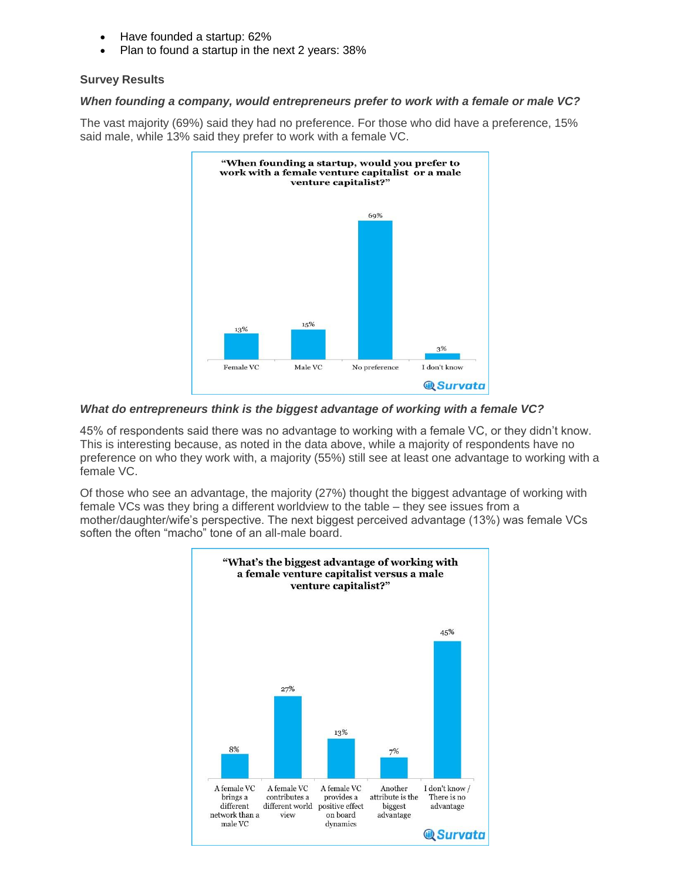- Have founded a startup: 62%
- Plan to found a startup in the next 2 years: 38%

### Survey Results

***When founding a company, would entrepreneurs prefer to work with a female or male VC?***

The vast majority (69%) said they had no preference. For those who did have a preference, 15% said male, while 13% said they prefer to work with a female VC.

"When founding a startup, would you prefer to work with a female venture capitalist or a male venture capitalist?"

| Response | % |
|---|---|
| Female VC | 13% |
| Male VC | 15% |
| No preference | 69% |
| I don't know | 3% |

Survata

***What do entrepreneurs think is the biggest advantage of working with a female VC?***

45% of respondents said there was no advantage to working with a female VC, or they didn't know. This is interesting because, as noted in the data above, while a majority of respondents have no preference on who they work with, a majority (55%) still see at least one advantage to working with a female VC.

Of those who see an advantage, the majority (27%) thought the biggest advantage of working with female VCs was they bring a different worldview to the table – they see issues from a mother/daughter/wife's perspective. The next biggest perceived advantage (13%) was female VCs soften the often "macho" tone of an all-male board.

"What's the biggest advantage of working with a female venture capitalist versus a male venture capitalist?"

| Response | % |
|---|---|
| A female VC brings a different network than a male VC | 8% |
| A female VC contributes a different world view | 27% |
| A female VC provides a positive effect on board dynamics | 13% |
| Another attribute is the biggest advantage | 7% |
| I don't know / There is no advantage | 45% |

Survata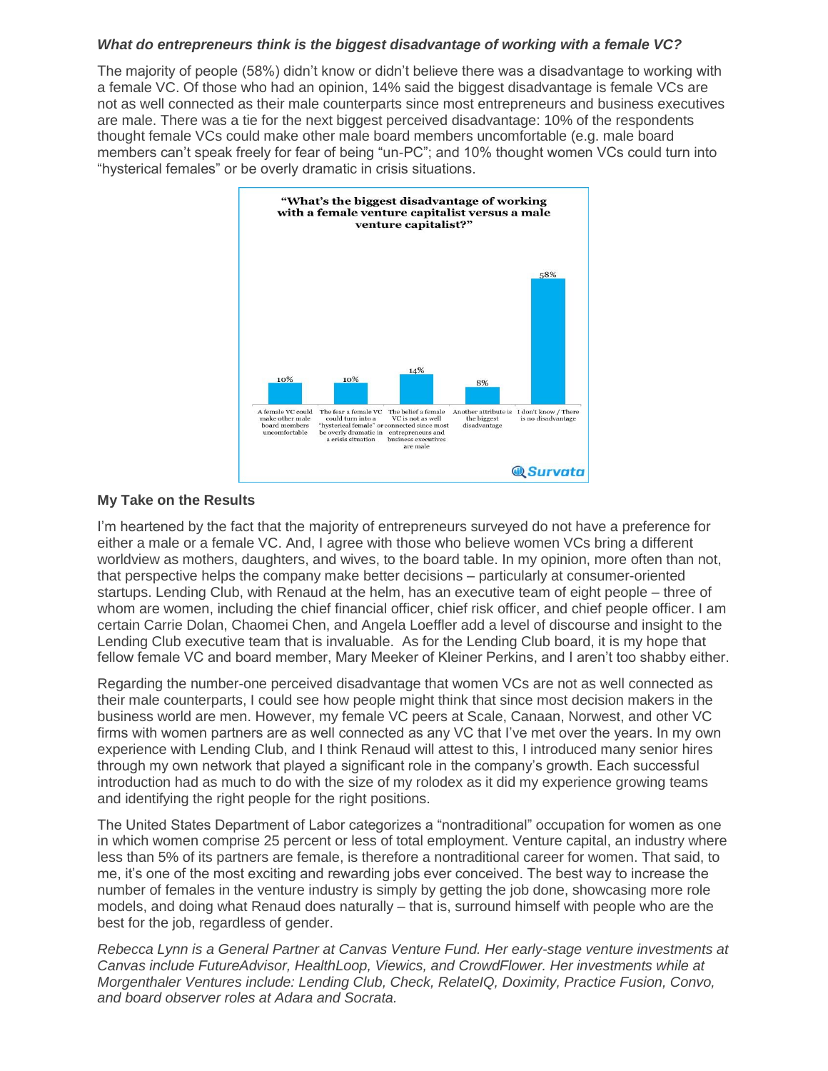***What do entrepreneurs think is the biggest disadvantage of working with a female VC?***

The majority of people (58%) didn't know or didn't believe there was a disadvantage to working with a female VC. Of those who had an opinion, 14% said the biggest disadvantage is female VCs are not as well connected as their male counterparts since most entrepreneurs and business executives are male. There was a tie for the next biggest perceived disadvantage: 10% of the respondents thought female VCs could make other male board members uncomfortable (e.g. male board members can't speak freely for fear of being "un-PC"; and 10% thought women VCs could turn into "hysterical females" or be overly dramatic in crisis situations.

"What's the biggest disadvantage of working with a female venture capitalist versus a male venture capitalist?"

10%
A female VC could make other male board members uncomfortable

10%
The fear a female VC could turn into a "hysterical female" or be overly dramatic in a crisis situation

14%
The belief a female VC is not as well connected since most entrepreneurs and business executives are male

8%
Another attribute is the biggest disadvantage

58%
I don't know / There is no disadvantage

Survata

**My Take on the Results**

I'm heartened by the fact that the majority of entrepreneurs surveyed do not have a preference for either a male or a female VC. And, I agree with those who believe women VCs bring a different worldview as mothers, daughters, and wives, to the board table. In my opinion, more often than not, that perspective helps the company make better decisions – particularly at consumer-oriented startups. Lending Club, with Renaud at the helm, has an executive team of eight people – three of whom are women, including the chief financial officer, chief risk officer, and chief people officer. I am certain Carrie Dolan, Chaomei Chen, and Angela Loeffler add a level of discourse and insight to the Lending Club executive team that is invaluable. As for the Lending Club board, it is my hope that fellow female VC and board member, Mary Meeker of Kleiner Perkins, and I aren't too shabby either.

Regarding the number-one perceived disadvantage that women VCs are not as well connected as their male counterparts, I could see how people might think that since most decision makers in the business world are men. However, my female VC peers at Scale, Canaan, Norwest, and other VC firms with women partners are as well connected as any VC that I've met over the years. In my own experience with Lending Club, and I think Renaud will attest to this, I introduced many senior hires through my own network that played a significant role in the company's growth. Each successful introduction had as much to do with the size of my rolodex as it did my experience growing teams and identifying the right people for the right positions.

The United States Department of Labor categorizes a "nontraditional" occupation for women as one in which women comprise 25 percent or less of total employment. Venture capital, an industry where less than 5% of its partners are female, is therefore a nontraditional career for women. That said, to me, it's one of the most exciting and rewarding jobs ever conceived. The best way to increase the number of females in the venture industry is simply by getting the job done, showcasing more role models, and doing what Renaud does naturally – that is, surround himself with people who are the best for the job, regardless of gender.

*Rebecca Lynn is a General Partner at Canvas Venture Fund. Her early-stage venture investments at Canvas include FutureAdvisor, HealthLoop, Viewics, and CrowdFlower. Her investments while at Morgenthaler Ventures include: Lending Club, Check, RelateIQ, Doximity, Practice Fusion, Convo, and board observer roles at Adara and Socrata.*